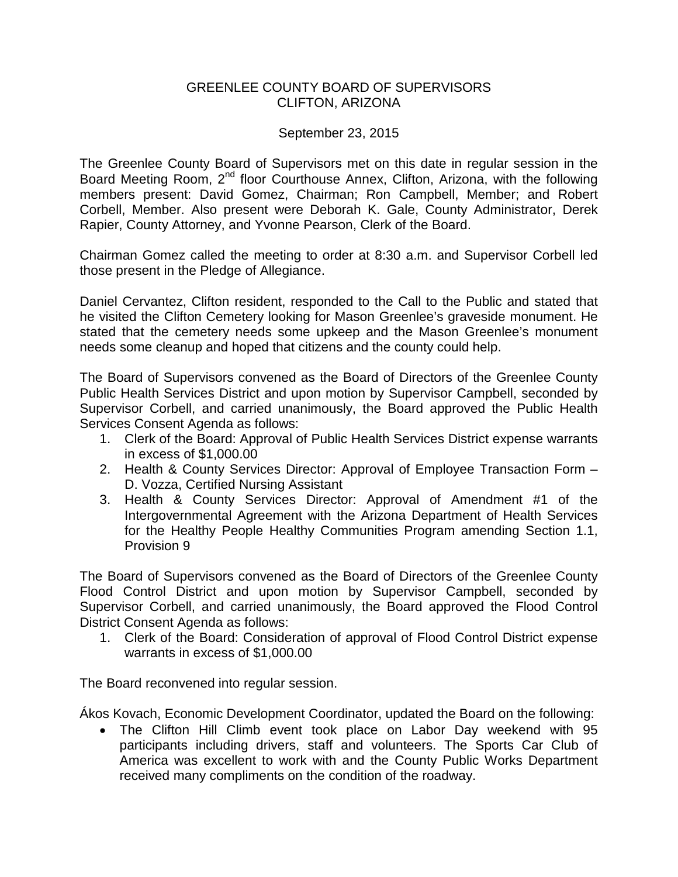# GREENLEE COUNTY BOARD OF SUPERVISORS
## CLIFTON, ARIZONA

September 23, 2015

The Greenlee County Board of Supervisors met on this date in regular session in the Board Meeting Room, 2nd floor Courthouse Annex, Clifton, Arizona, with the following members present: David Gomez, Chairman; Ron Campbell, Member; and Robert Corbell, Member. Also present were Deborah K. Gale, County Administrator, Derek Rapier, County Attorney, and Yvonne Pearson, Clerk of the Board.

Chairman Gomez called the meeting to order at 8:30 a.m. and Supervisor Corbell led those present in the Pledge of Allegiance.

Daniel Cervantez, Clifton resident, responded to the Call to the Public and stated that he visited the Clifton Cemetery looking for Mason Greenlee's graveside monument. He stated that the cemetery needs some upkeep and the Mason Greenlee's monument needs some cleanup and hoped that citizens and the county could help.

The Board of Supervisors convened as the Board of Directors of the Greenlee County Public Health Services District and upon motion by Supervisor Campbell, seconded by Supervisor Corbell, and carried unanimously, the Board approved the Public Health Services Consent Agenda as follows:

1. Clerk of the Board: Approval of Public Health Services District expense warrants in excess of $1,000.00
2. Health & County Services Director: Approval of Employee Transaction Form – D. Vozza, Certified Nursing Assistant
3. Health & County Services Director: Approval of Amendment #1 of the Intergovernmental Agreement with the Arizona Department of Health Services for the Healthy People Healthy Communities Program amending Section 1.1, Provision 9

The Board of Supervisors convened as the Board of Directors of the Greenlee County Flood Control District and upon motion by Supervisor Campbell, seconded by Supervisor Corbell, and carried unanimously, the Board approved the Flood Control District Consent Agenda as follows:

1. Clerk of the Board: Consideration of approval of Flood Control District expense warrants in excess of $1,000.00

The Board reconvened into regular session.

Ákos Kovach, Economic Development Coordinator, updated the Board on the following:

- The Clifton Hill Climb event took place on Labor Day weekend with 95 participants including drivers, staff and volunteers. The Sports Car Club of America was excellent to work with and the County Public Works Department received many compliments on the condition of the roadway.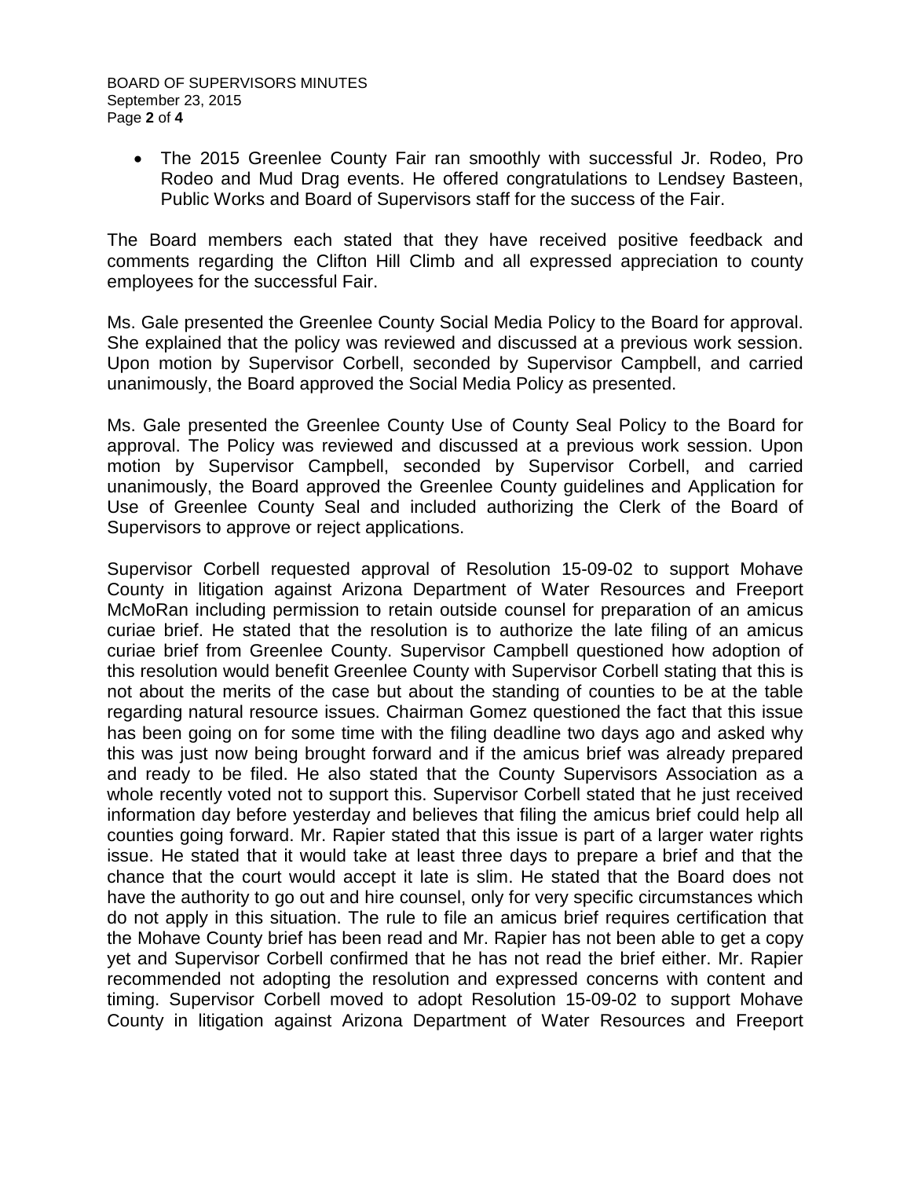- The 2015 Greenlee County Fair ran smoothly with successful Jr. Rodeo, Pro Rodeo and Mud Drag events. He offered congratulations to Lendsey Basteen, Public Works and Board of Supervisors staff for the success of the Fair.

The Board members each stated that they have received positive feedback and comments regarding the Clifton Hill Climb and all expressed appreciation to county employees for the successful Fair.

Ms. Gale presented the Greenlee County Social Media Policy to the Board for approval. She explained that the policy was reviewed and discussed at a previous work session. Upon motion by Supervisor Corbell, seconded by Supervisor Campbell, and carried unanimously, the Board approved the Social Media Policy as presented.

Ms. Gale presented the Greenlee County Use of County Seal Policy to the Board for approval. The Policy was reviewed and discussed at a previous work session. Upon motion by Supervisor Campbell, seconded by Supervisor Corbell, and carried unanimously, the Board approved the Greenlee County guidelines and Application for Use of Greenlee County Seal and included authorizing the Clerk of the Board of Supervisors to approve or reject applications.

Supervisor Corbell requested approval of Resolution 15-09-02 to support Mohave County in litigation against Arizona Department of Water Resources and Freeport McMoRan including permission to retain outside counsel for preparation of an amicus curiae brief. He stated that the resolution is to authorize the late filing of an amicus curiae brief from Greenlee County. Supervisor Campbell questioned how adoption of this resolution would benefit Greenlee County with Supervisor Corbell stating that this is not about the merits of the case but about the standing of counties to be at the table regarding natural resource issues. Chairman Gomez questioned the fact that this issue has been going on for some time with the filing deadline two days ago and asked why this was just now being brought forward and if the amicus brief was already prepared and ready to be filed. He also stated that the County Supervisors Association as a whole recently voted not to support this. Supervisor Corbell stated that he just received information day before yesterday and believes that filing the amicus brief could help all counties going forward. Mr. Rapier stated that this issue is part of a larger water rights issue. He stated that it would take at least three days to prepare a brief and that the chance that the court would accept it late is slim. He stated that the Board does not have the authority to go out and hire counsel, only for very specific circumstances which do not apply in this situation. The rule to file an amicus brief requires certification that the Mohave County brief has been read and Mr. Rapier has not been able to get a copy yet and Supervisor Corbell confirmed that he has not read the brief either. Mr. Rapier recommended not adopting the resolution and expressed concerns with content and timing. Supervisor Corbell moved to adopt Resolution 15-09-02 to support Mohave County in litigation against Arizona Department of Water Resources and Freeport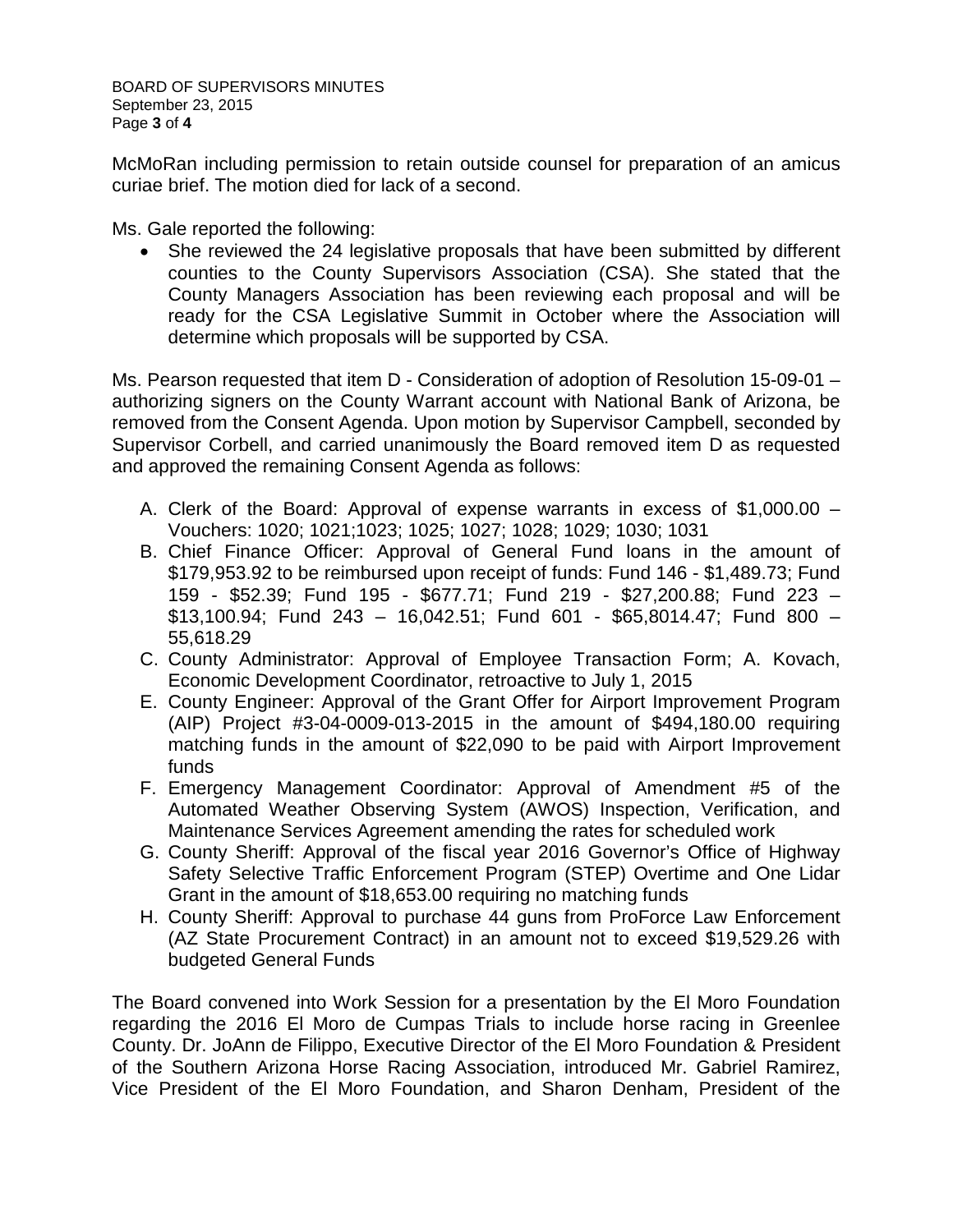McMoRan including permission to retain outside counsel for preparation of an amicus curiae brief. The motion died for lack of a second.

Ms. Gale reported the following:

- She reviewed the 24 legislative proposals that have been submitted by different counties to the County Supervisors Association (CSA). She stated that the County Managers Association has been reviewing each proposal and will be ready for the CSA Legislative Summit in October where the Association will determine which proposals will be supported by CSA.

Ms. Pearson requested that item D - Consideration of adoption of Resolution 15-09-01 – authorizing signers on the County Warrant account with National Bank of Arizona, be removed from the Consent Agenda. Upon motion by Supervisor Campbell, seconded by Supervisor Corbell, and carried unanimously the Board removed item D as requested and approved the remaining Consent Agenda as follows:

A. Clerk of the Board: Approval of expense warrants in excess of $1,000.00 – Vouchers: 1020; 1021;1023; 1025; 1027; 1028; 1029; 1030; 1031
B. Chief Finance Officer: Approval of General Fund loans in the amount of $179,953.92 to be reimbursed upon receipt of funds: Fund 146 - $1,489.73; Fund 159 - $52.39; Fund 195 - $677.71; Fund 219 - $27,200.88; Fund 223 – $13,100.94; Fund 243 – 16,042.51; Fund 601 - $65,8014.47; Fund 800 – 55,618.29
C. County Administrator: Approval of Employee Transaction Form; A. Kovach, Economic Development Coordinator, retroactive to July 1, 2015
E. County Engineer: Approval of the Grant Offer for Airport Improvement Program (AIP) Project #3-04-0009-013-2015 in the amount of $494,180.00 requiring matching funds in the amount of $22,090 to be paid with Airport Improvement funds
F. Emergency Management Coordinator: Approval of Amendment #5 of the Automated Weather Observing System (AWOS) Inspection, Verification, and Maintenance Services Agreement amending the rates for scheduled work
G. County Sheriff: Approval of the fiscal year 2016 Governor's Office of Highway Safety Selective Traffic Enforcement Program (STEP) Overtime and One Lidar Grant in the amount of $18,653.00 requiring no matching funds
H. County Sheriff: Approval to purchase 44 guns from ProForce Law Enforcement (AZ State Procurement Contract) in an amount not to exceed $19,529.26 with budgeted General Funds

The Board convened into Work Session for a presentation by the El Moro Foundation regarding the 2016 El Moro de Cumpas Trials to include horse racing in Greenlee County. Dr. JoAnn de Filippo, Executive Director of the El Moro Foundation & President of the Southern Arizona Horse Racing Association, introduced Mr. Gabriel Ramirez, Vice President of the El Moro Foundation, and Sharon Denham, President of the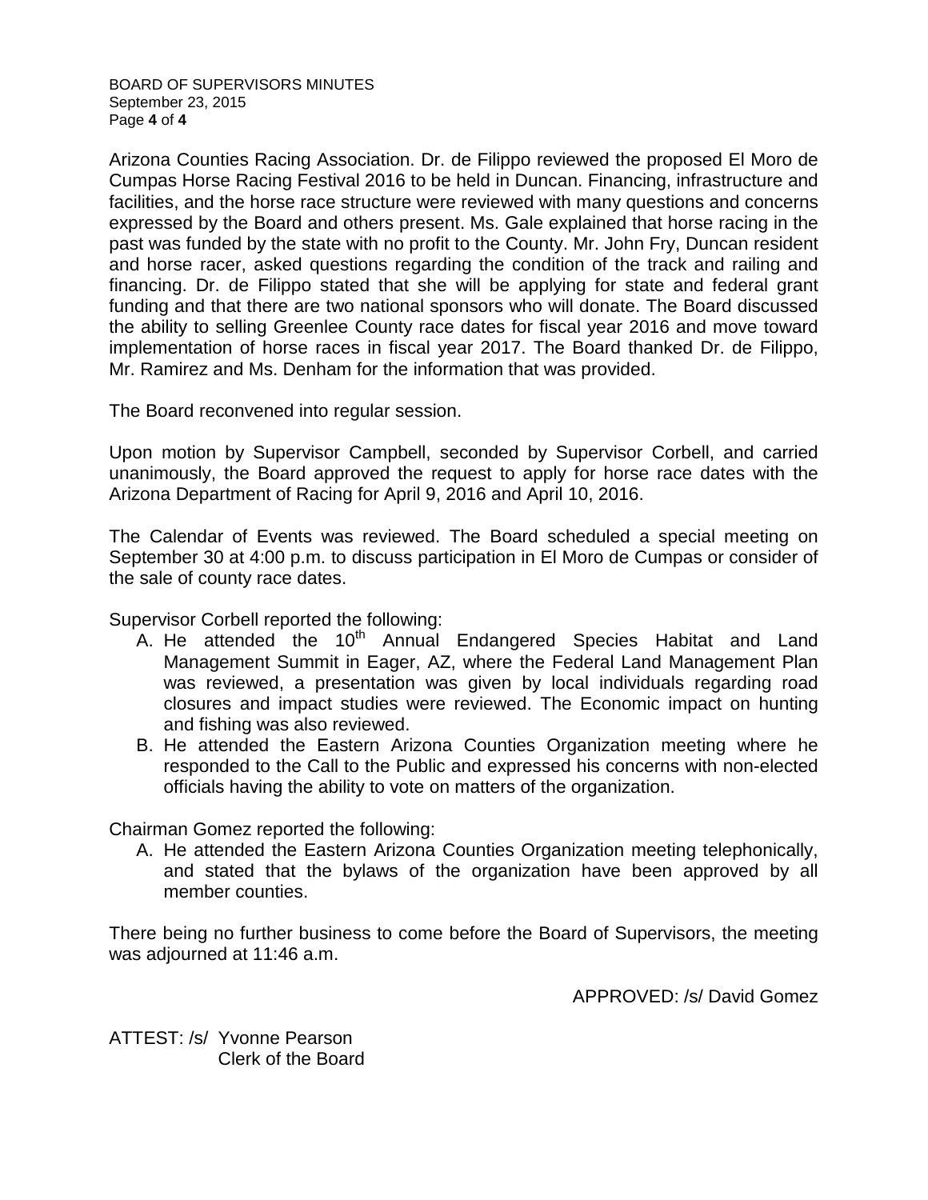Arizona Counties Racing Association. Dr. de Filippo reviewed the proposed El Moro de Cumpas Horse Racing Festival 2016 to be held in Duncan. Financing, infrastructure and facilities, and the horse race structure were reviewed with many questions and concerns expressed by the Board and others present. Ms. Gale explained that horse racing in the past was funded by the state with no profit to the County. Mr. John Fry, Duncan resident and horse racer, asked questions regarding the condition of the track and railing and financing. Dr. de Filippo stated that she will be applying for state and federal grant funding and that there are two national sponsors who will donate. The Board discussed the ability to selling Greenlee County race dates for fiscal year 2016 and move toward implementation of horse races in fiscal year 2017. The Board thanked Dr. de Filippo, Mr. Ramirez and Ms. Denham for the information that was provided.

The Board reconvened into regular session.

Upon motion by Supervisor Campbell, seconded by Supervisor Corbell, and carried unanimously, the Board approved the request to apply for horse race dates with the Arizona Department of Racing for April 9, 2016 and April 10, 2016.

The Calendar of Events was reviewed. The Board scheduled a special meeting on September 30 at 4:00 p.m. to discuss participation in El Moro de Cumpas or consider of the sale of county race dates.

Supervisor Corbell reported the following:

A. He attended the 10th Annual Endangered Species Habitat and Land Management Summit in Eager, AZ, where the Federal Land Management Plan was reviewed, a presentation was given by local individuals regarding road closures and impact studies were reviewed. The Economic impact on hunting and fishing was also reviewed.
B. He attended the Eastern Arizona Counties Organization meeting where he responded to the Call to the Public and expressed his concerns with non-elected officials having the ability to vote on matters of the organization.

Chairman Gomez reported the following:

A. He attended the Eastern Arizona Counties Organization meeting telephonically, and stated that the bylaws of the organization have been approved by all member counties.

There being no further business to come before the Board of Supervisors, the meeting was adjourned at 11:46 a.m.

APPROVED: /s/ David Gomez

ATTEST: /s/ Yvonne Pearson
Clerk of the Board